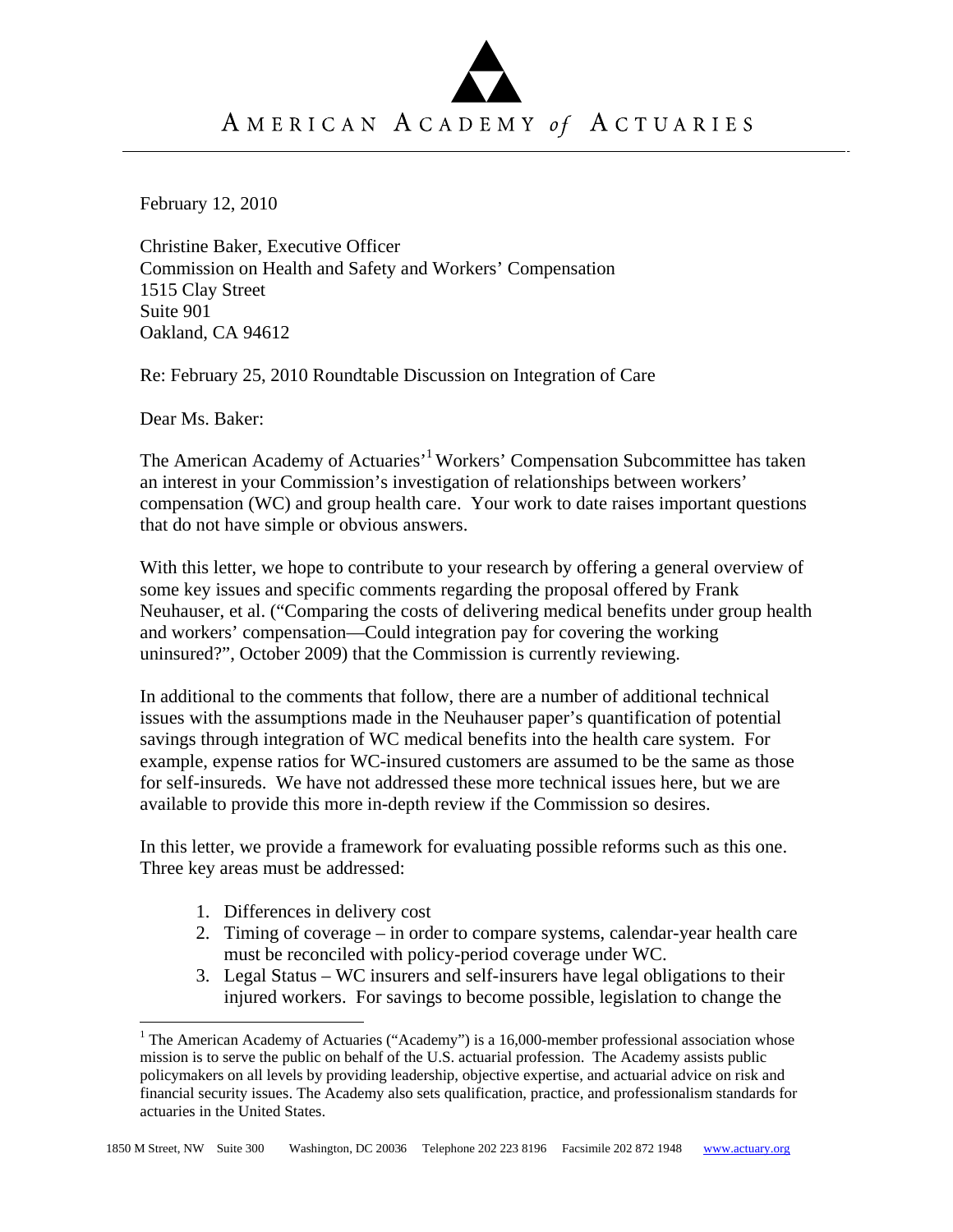# AMERICAN ACADEMY *of* ACTUARIES

February 12, 2010

Christine Baker, Executive Officer
Commission on Health and Safety and Workers' Compensation
1515 Clay Street
Suite 901
Oakland, CA 94612

Re: February 25, 2010 Roundtable Discussion on Integration of Care

Dear Ms. Baker:

The American Academy of Actuaries'[1] Workers' Compensation Subcommittee has taken an interest in your Commission's investigation of relationships between workers' compensation (WC) and group health care. Your work to date raises important questions that do not have simple or obvious answers.

With this letter, we hope to contribute to your research by offering a general overview of some key issues and specific comments regarding the proposal offered by Frank Neuhauser, et al. ("Comparing the costs of delivering medical benefits under group health and workers' compensation—Could integration pay for covering the working uninsured?", October 2009) that the Commission is currently reviewing.

In additional to the comments that follow, there are a number of additional technical issues with the assumptions made in the Neuhauser paper's quantification of potential savings through integration of WC medical benefits into the health care system. For example, expense ratios for WC-insured customers are assumed to be the same as those for self-insureds. We have not addressed these more technical issues here, but we are available to provide this more in-depth review if the Commission so desires.

In this letter, we provide a framework for evaluating possible reforms such as this one. Three key areas must be addressed:

1. Differences in delivery cost
2. Timing of coverage – in order to compare systems, calendar-year health care must be reconciled with policy-period coverage under WC.
3. Legal Status – WC insurers and self-insurers have legal obligations to their injured workers. For savings to become possible, legislation to change the

[1] The American Academy of Actuaries ("Academy") is a 16,000-member professional association whose mission is to serve the public on behalf of the U.S. actuarial profession. The Academy assists public policymakers on all levels by providing leadership, objective expertise, and actuarial advice on risk and financial security issues. The Academy also sets qualification, practice, and professionalism standards for actuaries in the United States.

1850 M Street, NW Suite 300 Washington, DC 20036 Telephone 202 223 8196 Facsimile 202 872 1948 www.actuary.org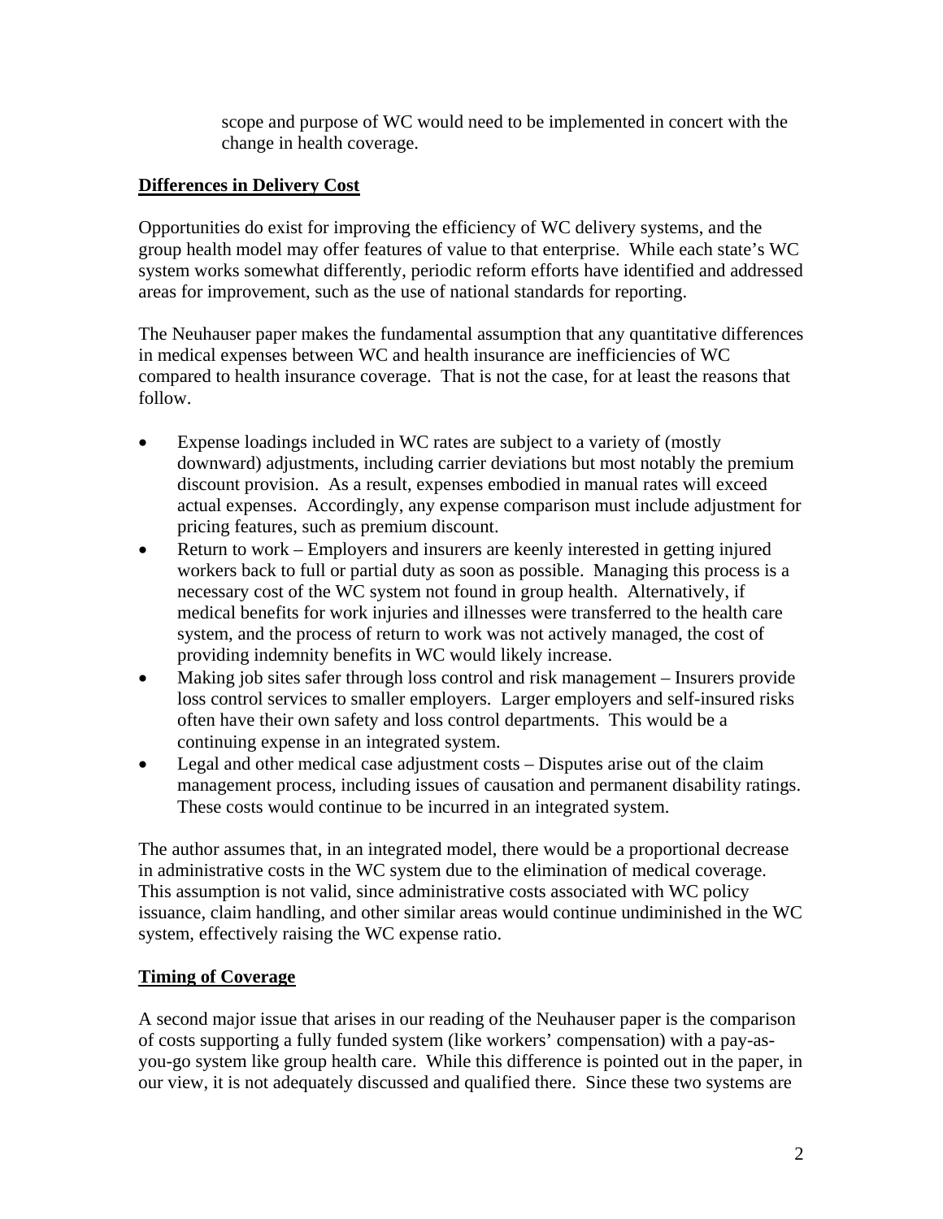scope and purpose of WC would need to be implemented in concert with the change in health coverage.

**Differences in Delivery Cost**

Opportunities do exist for improving the efficiency of WC delivery systems, and the group health model may offer features of value to that enterprise. While each state's WC system works somewhat differently, periodic reform efforts have identified and addressed areas for improvement, such as the use of national standards for reporting.

The Neuhauser paper makes the fundamental assumption that any quantitative differences in medical expenses between WC and health insurance are inefficiencies of WC compared to health insurance coverage. That is not the case, for at least the reasons that follow.

- Expense loadings included in WC rates are subject to a variety of (mostly downward) adjustments, including carrier deviations but most notably the premium discount provision. As a result, expenses embodied in manual rates will exceed actual expenses. Accordingly, any expense comparison must include adjustment for pricing features, such as premium discount.
- Return to work – Employers and insurers are keenly interested in getting injured workers back to full or partial duty as soon as possible. Managing this process is a necessary cost of the WC system not found in group health. Alternatively, if medical benefits for work injuries and illnesses were transferred to the health care system, and the process of return to work was not actively managed, the cost of providing indemnity benefits in WC would likely increase.
- Making job sites safer through loss control and risk management – Insurers provide loss control services to smaller employers. Larger employers and self-insured risks often have their own safety and loss control departments. This would be a continuing expense in an integrated system.
- Legal and other medical case adjustment costs – Disputes arise out of the claim management process, including issues of causation and permanent disability ratings. These costs would continue to be incurred in an integrated system.

The author assumes that, in an integrated model, there would be a proportional decrease in administrative costs in the WC system due to the elimination of medical coverage. This assumption is not valid, since administrative costs associated with WC policy issuance, claim handling, and other similar areas would continue undiminished in the WC system, effectively raising the WC expense ratio.

**Timing of Coverage**

A second major issue that arises in our reading of the Neuhauser paper is the comparison of costs supporting a fully funded system (like workers' compensation) with a pay-as-you-go system like group health care. While this difference is pointed out in the paper, in our view, it is not adequately discussed and qualified there. Since these two systems are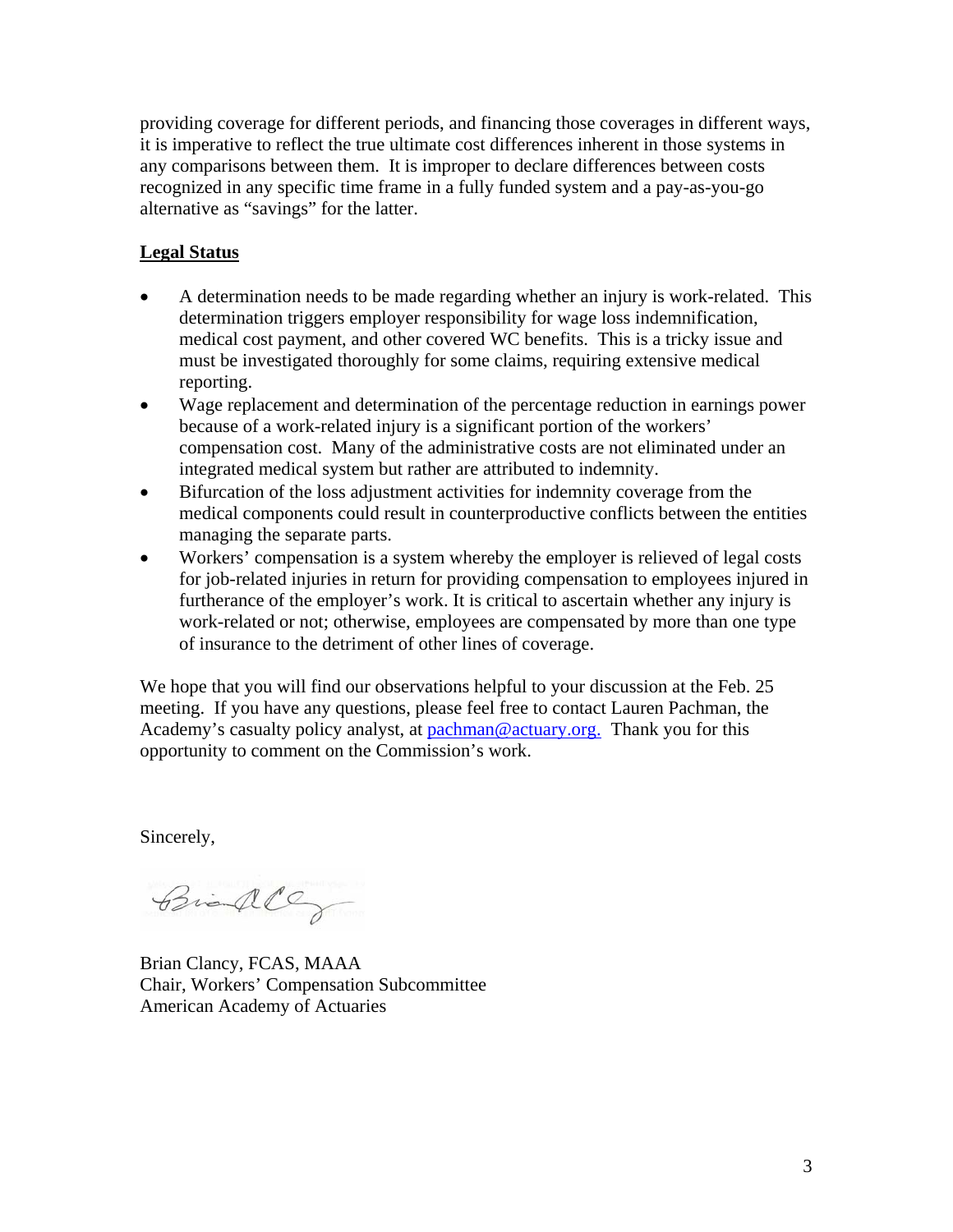providing coverage for different periods, and financing those coverages in different ways, it is imperative to reflect the true ultimate cost differences inherent in those systems in any comparisons between them. It is improper to declare differences between costs recognized in any specific time frame in a fully funded system and a pay-as-you-go alternative as "savings" for the latter.

**Legal Status**

- A determination needs to be made regarding whether an injury is work-related. This determination triggers employer responsibility for wage loss indemnification, medical cost payment, and other covered WC benefits. This is a tricky issue and must be investigated thoroughly for some claims, requiring extensive medical reporting.
- Wage replacement and determination of the percentage reduction in earnings power because of a work-related injury is a significant portion of the workers' compensation cost. Many of the administrative costs are not eliminated under an integrated medical system but rather are attributed to indemnity.
- Bifurcation of the loss adjustment activities for indemnity coverage from the medical components could result in counterproductive conflicts between the entities managing the separate parts.
- Workers' compensation is a system whereby the employer is relieved of legal costs for job-related injuries in return for providing compensation to employees injured in furtherance of the employer's work. It is critical to ascertain whether any injury is work-related or not; otherwise, employees are compensated by more than one type of insurance to the detriment of other lines of coverage.

We hope that you will find our observations helpful to your discussion at the Feb. 25 meeting. If you have any questions, please feel free to contact Lauren Pachman, the Academy's casualty policy analyst, at pachman@actuary.org. Thank you for this opportunity to comment on the Commission's work.

Sincerely,

Brian Clancy, FCAS, MAAA
Chair, Workers' Compensation Subcommittee
American Academy of Actuaries